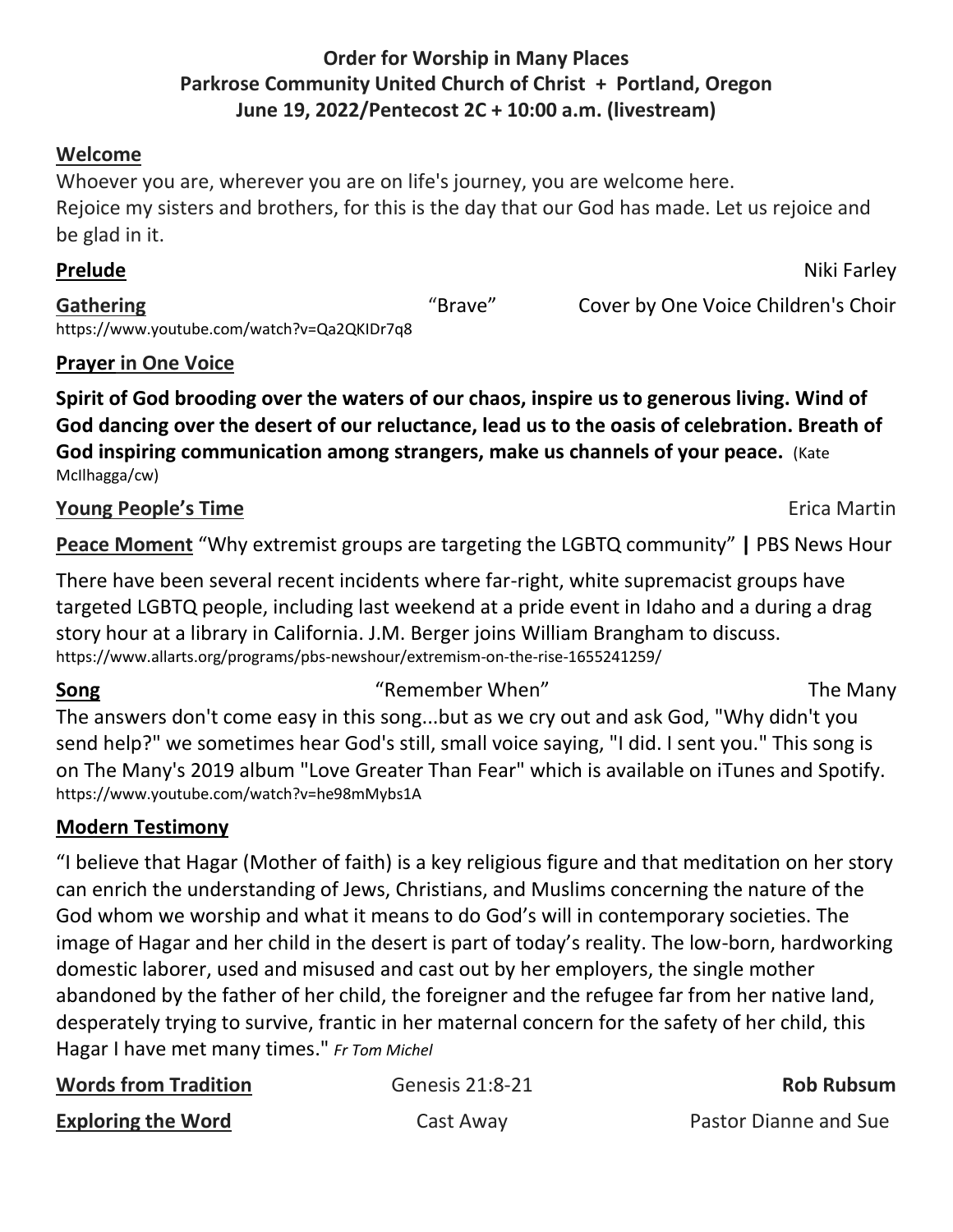**Order for Worship in Many Places**
**Parkrose Community United Church of Christ + Portland, Oregon**
**June 19, 2022/Pentecost 2C + 10:00 a.m. (livestream)**

**Welcome**

Whoever you are, wherever you are on life's journey, you are welcome here.
Rejoice my sisters and brothers, for this is the day that our God has made. Let us rejoice and be glad in it.

**Prelude** Niki Farley

**Gathering** "Brave" Cover by One Voice Children's Choir
https://www.youtube.com/watch?v=Qa2QKIDr7q8

**Prayer in One Voice**

**Spirit of God brooding over the waters of our chaos, inspire us to generous living. Wind of God dancing over the desert of our reluctance, lead us to the oasis of celebration. Breath of God inspiring communication among strangers, make us channels of your peace.** (Kate McIlhagga/cw)

**Young People's Time** Erica Martin

**Peace Moment** "Why extremist groups are targeting the LGBTQ community" **|** PBS News Hour

There have been several recent incidents where far-right, white supremacist groups have targeted LGBTQ people, including last weekend at a pride event in Idaho and a during a drag story hour at a library in California. J.M. Berger joins William Brangham to discuss.
https://www.allarts.org/programs/pbs-newshour/extremism-on-the-rise-1655241259/

**Song** "Remember When" The Many

The answers don't come easy in this song...but as we cry out and ask God, "Why didn't you send help?" we sometimes hear God's still, small voice saying, "I did. I sent you." This song is on The Many's 2019 album "Love Greater Than Fear" which is available on iTunes and Spotify.
https://www.youtube.com/watch?v=he98mMybs1A

**Modern Testimony**

"I believe that Hagar (Mother of faith) is a key religious figure and that meditation on her story can enrich the understanding of Jews, Christians, and Muslims concerning the nature of the God whom we worship and what it means to do God's will in contemporary societies. The image of Hagar and her child in the desert is part of today's reality. The low-born, hardworking domestic laborer, used and misused and cast out by her employers, the single mother abandoned by the father of her child, the foreigner and the refugee far from her native land, desperately trying to survive, frantic in her maternal concern for the safety of her child, this Hagar I have met many times." *Fr Tom Michel*

**Words from Tradition** Genesis 21:8-21 **Rob Rubsum**

**Exploring the Word** Cast Away Pastor Dianne and Sue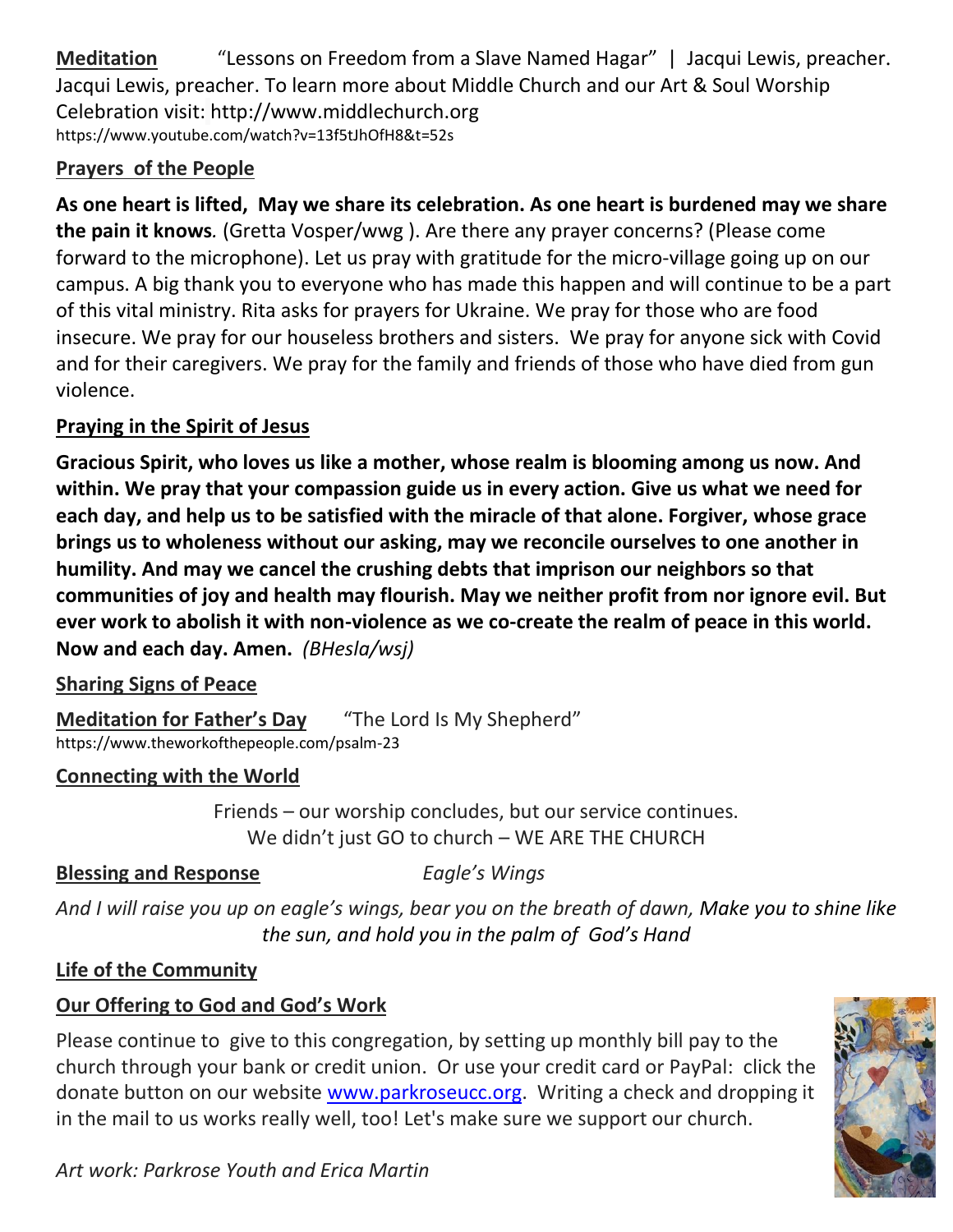**Meditation** "Lessons on Freedom from a Slave Named Hagar" | Jacqui Lewis, preacher. Jacqui Lewis, preacher. To learn more about Middle Church and our Art & Soul Worship Celebration visit: http://www.middlechurch.org
https://www.youtube.com/watch?v=13f5tJhOfH8&t=52s

**Prayers of the People**

**As one heart is lifted, May we share its celebration. As one heart is burdened may we share the pain it knows***.* (Gretta Vosper/wwg ). Are there any prayer concerns? (Please come forward to the microphone). Let us pray with gratitude for the micro-village going up on our campus. A big thank you to everyone who has made this happen and will continue to be a part of this vital ministry. Rita asks for prayers for Ukraine. We pray for those who are food insecure. We pray for our houseless brothers and sisters. We pray for anyone sick with Covid and for their caregivers. We pray for the family and friends of those who have died from gun violence.

**Praying in the Spirit of Jesus**

**Gracious Spirit, who loves us like a mother, whose realm is blooming among us now. And within. We pray that your compassion guide us in every action. Give us what we need for each day, and help us to be satisfied with the miracle of that alone. Forgiver, whose grace brings us to wholeness without our asking, may we reconcile ourselves to one another in humility. And may we cancel the crushing debts that imprison our neighbors so that communities of joy and health may flourish. May we neither profit from nor ignore evil. But ever work to abolish it with non-violence as we co-create the realm of peace in this world. Now and each day. Amen.** *(BHesla/wsj)*

**Sharing Signs of Peace**

**Meditation for Father's Day** "The Lord Is My Shepherd"
https://www.theworkofthepeople.com/psalm-23

**Connecting with the World**

Friends – our worship concludes, but our service continues.
We didn't just GO to church – WE ARE THE CHURCH

**Blessing and Response** *Eagle's Wings*

*And I will raise you up on eagle's wings, bear you on the breath of dawn, Make you to shine like the sun, and hold you in the palm of God's Hand*

**Life of the Community**

**Our Offering to God and God's Work**

Please continue to give to this congregation, by setting up monthly bill pay to the church through your bank or credit union. Or use your credit card or PayPal: click the donate button on our website www.parkroseucc.org. Writing a check and dropping it in the mail to us works really well, too! Let's make sure we support our church.

*Art work: Parkrose Youth and Erica Martin*